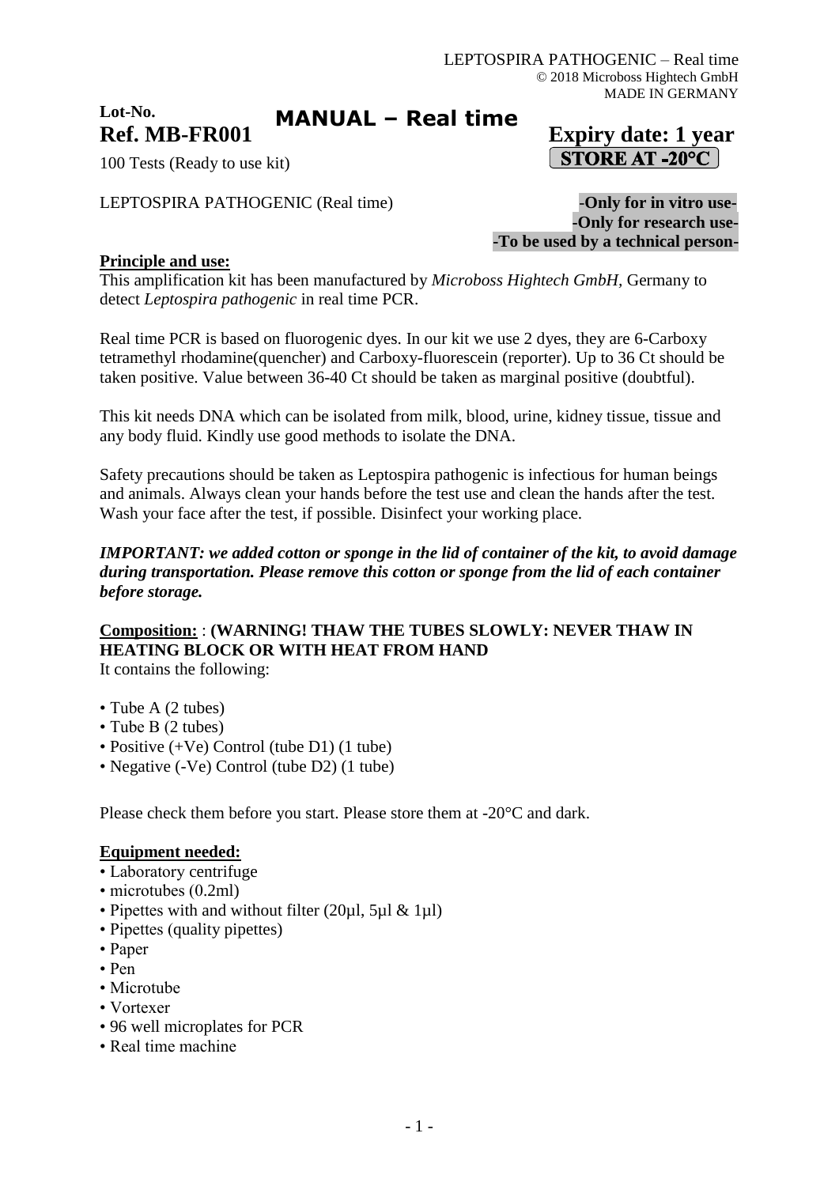LEPTOSPIRA PATHOGENIC – Real time
© 2018 Microboss Hightech GmbH
MADE IN GERMANY

**Lot-No.**

**Ref. MB-FR001** **MANUAL – Real time** **Expiry date: 1 year**

100 Tests (Ready to use kit) **STORE AT -20°C**

LEPTOSPIRA PATHOGENIC (Real time)

**-Only for in vitro use-**
**-Only for research use-**
**-To be used by a technical person-**

## Principle and use:

This amplification kit has been manufactured by *Microboss Hightech GmbH,* Germany to detect *Leptospira pathogenic* in real time PCR.

Real time PCR is based on fluorogenic dyes. In our kit we use 2 dyes, they are 6-Carboxy tetramethyl rhodamine(quencher) and Carboxy-fluorescein (reporter). Up to 36 Ct should be taken positive. Value between 36-40 Ct should be taken as marginal positive (doubtful).

This kit needs DNA which can be isolated from milk, blood, urine, kidney tissue, tissue and any body fluid. Kindly use good methods to isolate the DNA.

Safety precautions should be taken as Leptospira pathogenic is infectious for human beings and animals. Always clean your hands before the test use and clean the hands after the test. Wash your face after the test, if possible. Disinfect your working place.

***IMPORTANT: we added cotton or sponge in the lid of container of the kit, to avoid damage during transportation. Please remove this cotton or sponge from the lid of each container before storage.***

## Composition: : (WARNING! THAW THE TUBES SLOWLY: NEVER THAW IN HEATING BLOCK OR WITH HEAT FROM HAND

It contains the following:

- Tube A (2 tubes)
- Tube B (2 tubes)
- Positive (+Ve) Control (tube D1) (1 tube)
- Negative (-Ve) Control (tube D2) (1 tube)

Please check them before you start. Please store them at -20°C and dark.

## Equipment needed:

- Laboratory centrifuge
- microtubes (0.2ml)
- Pipettes with and without filter (20µl, 5µl & 1µl)
- Pipettes (quality pipettes)
- Paper
- Pen
- Microtube
- Vortexer
- 96 well microplates for PCR
- Real time machine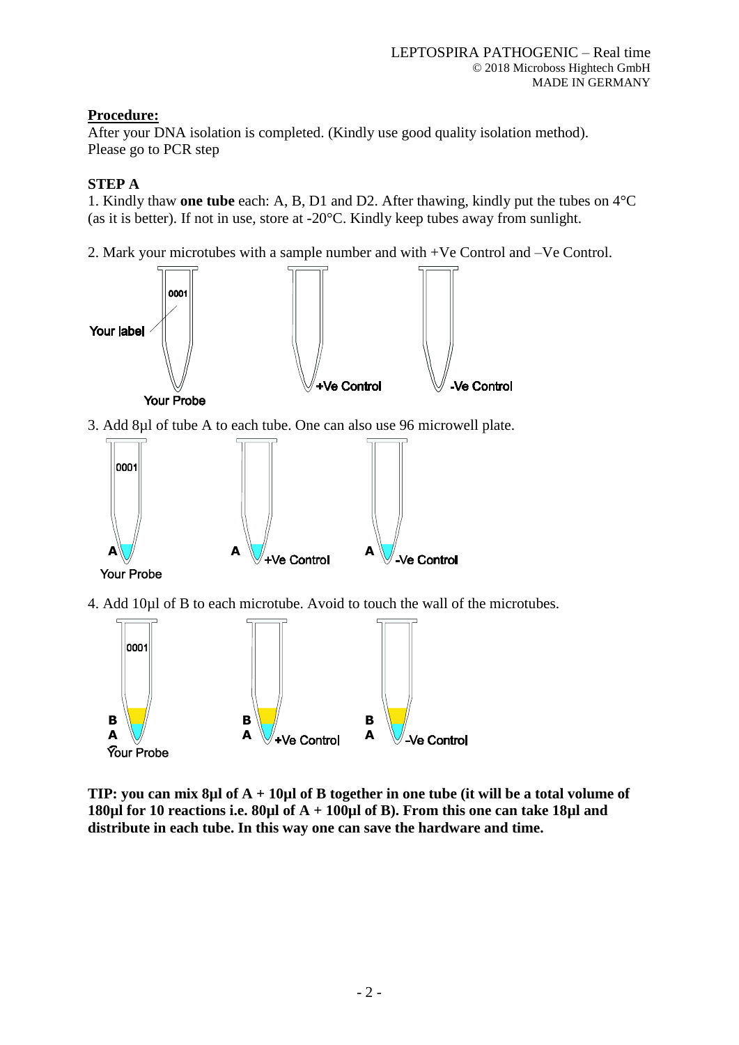**Procedure:**

After your DNA isolation is completed. (Kindly use good quality isolation method).
Please go to PCR step

**STEP A**

1. Kindly thaw **one tube** each: A, B, D1 and D2. After thawing, kindly put the tubes on 4°C (as it is better). If not in use, store at -20°C. Kindly keep tubes away from sunlight.

2. Mark your microtubes with a sample number and with +Ve Control and –Ve Control.

3. Add 8µl of tube A to each tube. One can also use 96 microwell plate.

4. Add 10µl of B to each microtube. Avoid to touch the wall of the microtubes.

**TIP: you can mix 8µl of A + 10µl of B together in one tube (it will be a total volume of 180µl for 10 reactions i.e. 80µl of A + 100µl of B). From this one can take 18µl and distribute in each tube. In this way one can save the hardware and time.**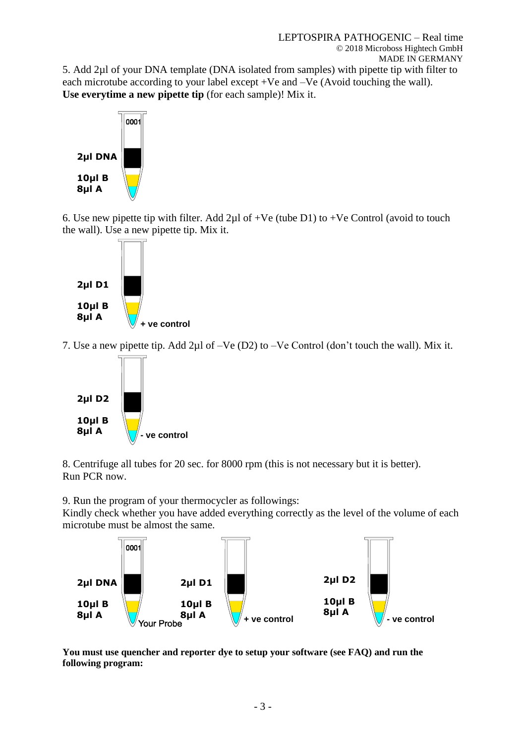5. Add 2µl of your DNA template (DNA isolated from samples) with pipette tip with filter to each microtube according to your label except +Ve and –Ve (Avoid touching the wall). **Use everytime a new pipette tip** (for each sample)! Mix it.

0001

**2µl DNA**

**10µl B**
**8µl A**

6. Use new pipette tip with filter. Add 2µl of +Ve (tube D1) to +Ve Control (avoid to touch the wall). Use a new pipette tip. Mix it.

**2µl D1**

**10µl B**
**8µl A**

**+ ve control**

7. Use a new pipette tip. Add 2µl of –Ve (D2) to –Ve Control (don't touch the wall). Mix it.

**2µl D2**

**10µl B**
**8µl A**

**- ve control**

8. Centrifuge all tubes for 20 sec. for 8000 rpm (this is not necessary but it is better). Run PCR now.

9. Run the program of your thermocycler as followings:
Kindly check whether you have added everything correctly as the level of the volume of each microtube must be almost the same.

0001

**2µl DNA** **10µl B** **8µl A** — Your Probe

**2µl D1** **10µl B** **8µl A** — **+ ve control**

**2µl D2** **10µl B** **8µl A** — **- ve control**

**You must use quencher and reporter dye to setup your software (see FAQ) and run the following program:**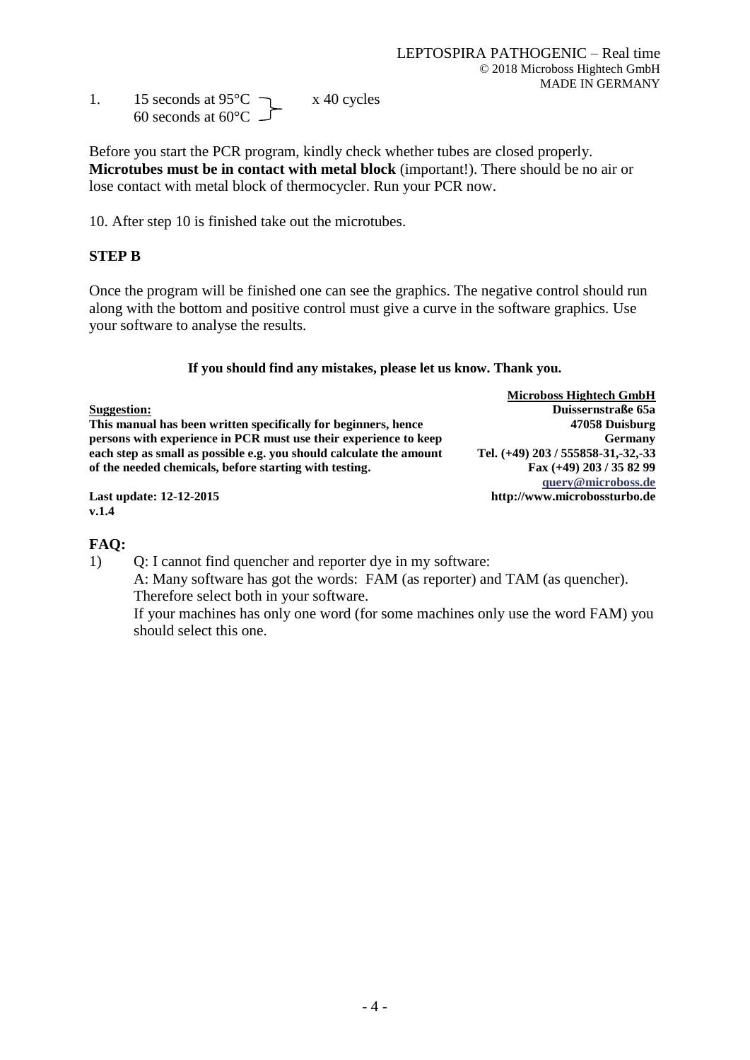1. 15 seconds at 95°C ⎫ x 40 cycles
   60 seconds at 60°C ⎭

Before you start the PCR program, kindly check whether tubes are closed properly. **Microtubes must be in contact with metal block** (important!). There should be no air or lose contact with metal block of thermocycler. Run your PCR now.

10. After step 10 is finished take out the microtubes.

## STEP B

Once the program will be finished one can see the graphics. The negative control should run along with the bottom and positive control must give a curve in the software graphics. Use your software to analyse the results.

**If you should find any mistakes, please let us know. Thank you.**

**Suggestion:**
**This manual has been written specifically for beginners, hence persons with experience in PCR must use their experience to keep each step as small as possible e.g. you should calculate the amount of the needed chemicals, before starting with testing.**

**Last update: 12-12-2015**
**v.1.4**

**Microboss Hightech GmbH**
**Duissernstraße 65a**
**47058 Duisburg**
**Germany**
**Tel. (+49) 203 / 555858-31,-32,-33**
**Fax (+49) 203 / 35 82 99**
**query@microboss.de**
**http://www.microbossturbo.de**

## FAQ:

1) Q: I cannot find quencher and reporter dye in my software:
   A: Many software has got the words: FAM (as reporter) and TAM (as quencher). Therefore select both in your software.
   If your machines has only one word (for some machines only use the word FAM) you should select this one.